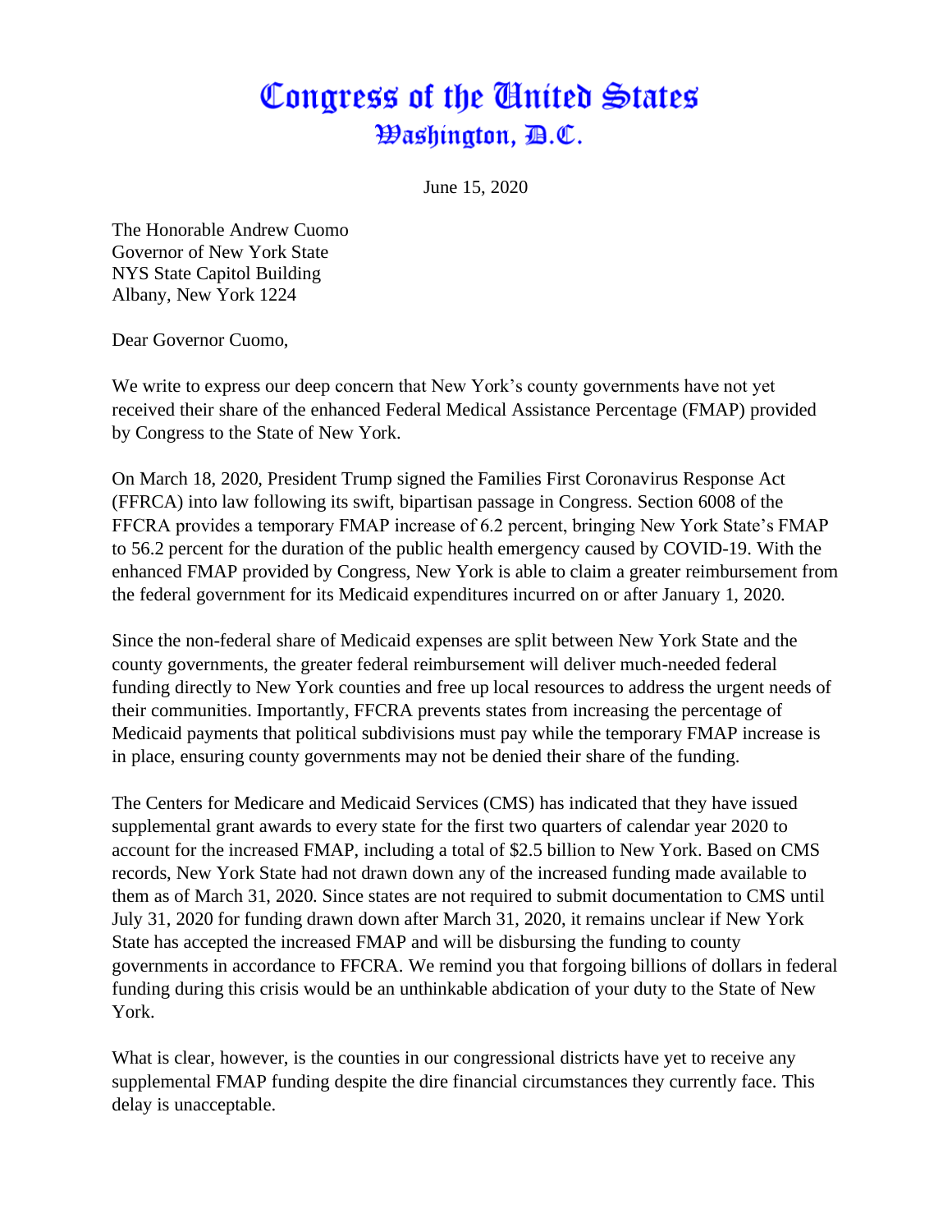# Congress of the United States
## Washington, D.C.

June 15, 2020

The Honorable Andrew Cuomo
Governor of New York State
NYS State Capitol Building
Albany, New York 1224

Dear Governor Cuomo,

We write to express our deep concern that New York's county governments have not yet received their share of the enhanced Federal Medical Assistance Percentage (FMAP) provided by Congress to the State of New York.

On March 18, 2020, President Trump signed the Families First Coronavirus Response Act (FFRCA) into law following its swift, bipartisan passage in Congress. Section 6008 of the FFCRA provides a temporary FMAP increase of 6.2 percent, bringing New York State's FMAP to 56.2 percent for the duration of the public health emergency caused by COVID-19. With the enhanced FMAP provided by Congress, New York is able to claim a greater reimbursement from the federal government for its Medicaid expenditures incurred on or after January 1, 2020.

Since the non-federal share of Medicaid expenses are split between New York State and the county governments, the greater federal reimbursement will deliver much-needed federal funding directly to New York counties and free up local resources to address the urgent needs of their communities. Importantly, FFCRA prevents states from increasing the percentage of Medicaid payments that political subdivisions must pay while the temporary FMAP increase is in place, ensuring county governments may not be denied their share of the funding.

The Centers for Medicare and Medicaid Services (CMS) has indicated that they have issued supplemental grant awards to every state for the first two quarters of calendar year 2020 to account for the increased FMAP, including a total of $2.5 billion to New York. Based on CMS records, New York State had not drawn down any of the increased funding made available to them as of March 31, 2020. Since states are not required to submit documentation to CMS until July 31, 2020 for funding drawn down after March 31, 2020, it remains unclear if New York State has accepted the increased FMAP and will be disbursing the funding to county governments in accordance to FFCRA. We remind you that forgoing billions of dollars in federal funding during this crisis would be an unthinkable abdication of your duty to the State of New York.

What is clear, however, is the counties in our congressional districts have yet to receive any supplemental FMAP funding despite the dire financial circumstances they currently face. This delay is unacceptable.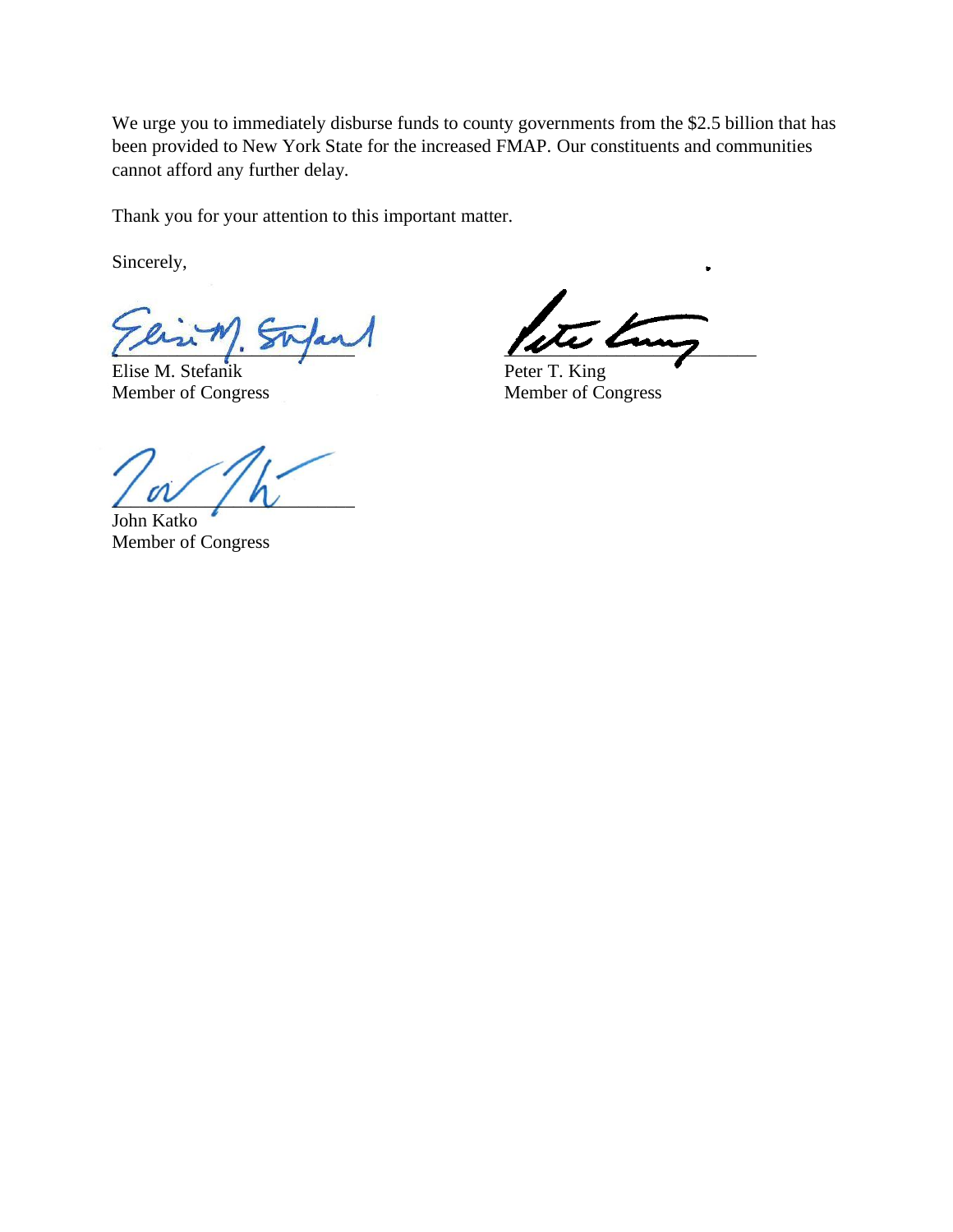We urge you to immediately disburse funds to county governments from the $2.5 billion that has been provided to New York State for the increased FMAP. Our constituents and communities cannot afford any further delay.

Thank you for your attention to this important matter.

Sincerely,

Elise M. Stefanik
Member of Congress

Peter T. King
Member of Congress

John Katko
Member of Congress